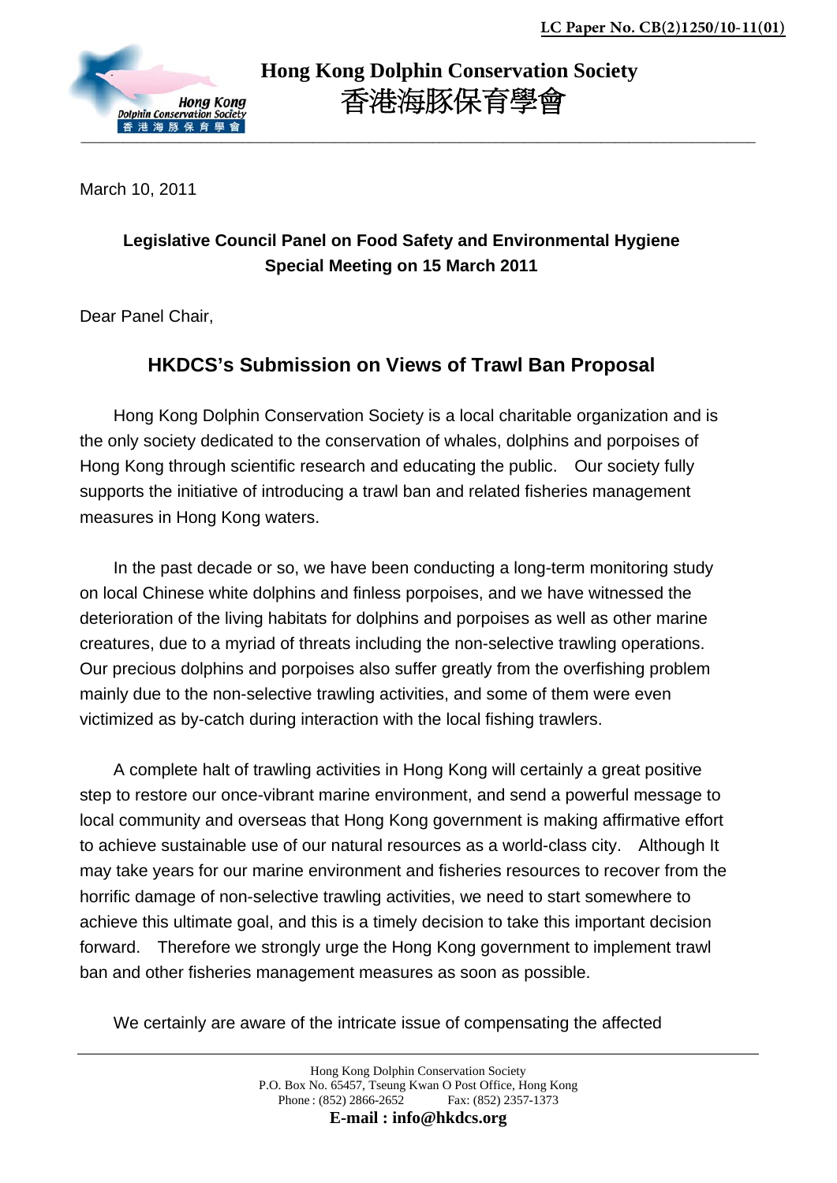LC Paper No. CB(2)1250/10-11(01)

**Hong Kong Dolphin Conservation Society**
**香港海豚保育學會**

March 10, 2011

**Legislative Council Panel on Food Safety and Environmental Hygiene**
**Special Meeting on 15 March 2011**

Dear Panel Chair,

## HKDCS's Submission on Views of Trawl Ban Proposal

Hong Kong Dolphin Conservation Society is a local charitable organization and is the only society dedicated to the conservation of whales, dolphins and porpoises of Hong Kong through scientific research and educating the public. Our society fully supports the initiative of introducing a trawl ban and related fisheries management measures in Hong Kong waters.

In the past decade or so, we have been conducting a long-term monitoring study on local Chinese white dolphins and finless porpoises, and we have witnessed the deterioration of the living habitats for dolphins and porpoises as well as other marine creatures, due to a myriad of threats including the non-selective trawling operations. Our precious dolphins and porpoises also suffer greatly from the overfishing problem mainly due to the non-selective trawling activities, and some of them were even victimized as by-catch during interaction with the local fishing trawlers.

A complete halt of trawling activities in Hong Kong will certainly a great positive step to restore our once-vibrant marine environment, and send a powerful message to local community and overseas that Hong Kong government is making affirmative effort to achieve sustainable use of our natural resources as a world-class city. Although It may take years for our marine environment and fisheries resources to recover from the horrific damage of non-selective trawling activities, we need to start somewhere to achieve this ultimate goal, and this is a timely decision to take this important decision forward. Therefore we strongly urge the Hong Kong government to implement trawl ban and other fisheries management measures as soon as possible.

We certainly are aware of the intricate issue of compensating the affected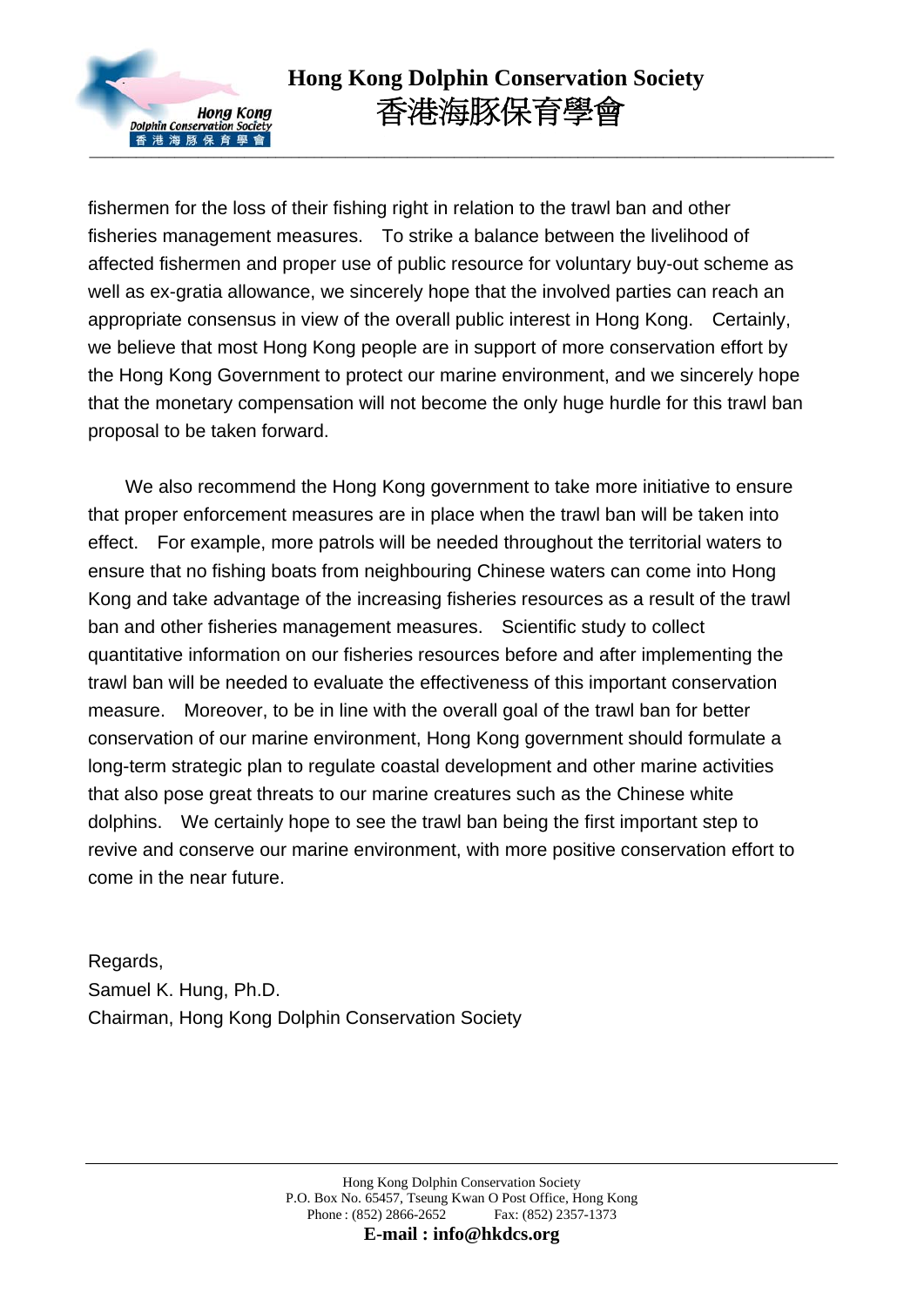fishermen for the loss of their fishing right in relation to the trawl ban and other fisheries management measures. To strike a balance between the livelihood of affected fishermen and proper use of public resource for voluntary buy-out scheme as well as ex-gratia allowance, we sincerely hope that the involved parties can reach an appropriate consensus in view of the overall public interest in Hong Kong. Certainly, we believe that most Hong Kong people are in support of more conservation effort by the Hong Kong Government to protect our marine environment, and we sincerely hope that the monetary compensation will not become the only huge hurdle for this trawl ban proposal to be taken forward.

We also recommend the Hong Kong government to take more initiative to ensure that proper enforcement measures are in place when the trawl ban will be taken into effect. For example, more patrols will be needed throughout the territorial waters to ensure that no fishing boats from neighbouring Chinese waters can come into Hong Kong and take advantage of the increasing fisheries resources as a result of the trawl ban and other fisheries management measures. Scientific study to collect quantitative information on our fisheries resources before and after implementing the trawl ban will be needed to evaluate the effectiveness of this important conservation measure. Moreover, to be in line with the overall goal of the trawl ban for better conservation of our marine environment, Hong Kong government should formulate a long-term strategic plan to regulate coastal development and other marine activities that also pose great threats to our marine creatures such as the Chinese white dolphins. We certainly hope to see the trawl ban being the first important step to revive and conserve our marine environment, with more positive conservation effort to come in the near future.

Regards,
Samuel K. Hung, Ph.D.
Chairman, Hong Kong Dolphin Conservation Society